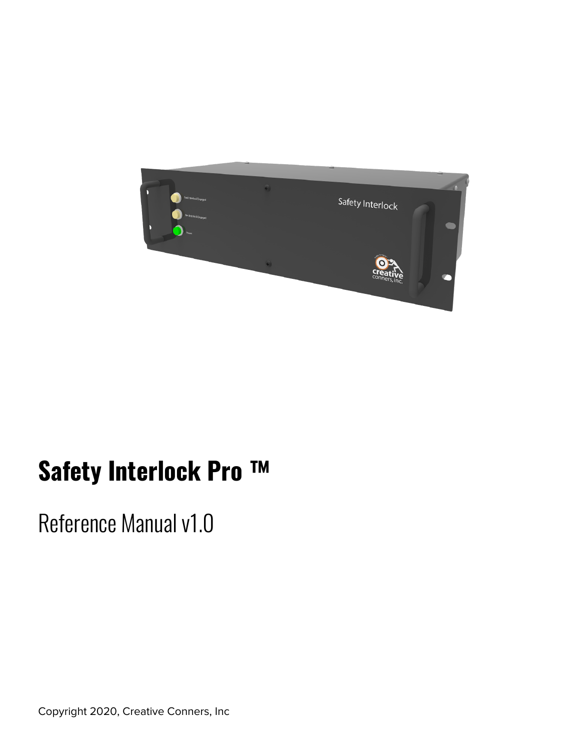# Safety Interlock Pro ™

## Reference Manual v1.0

Copyright 2020, Creative Conners, Inc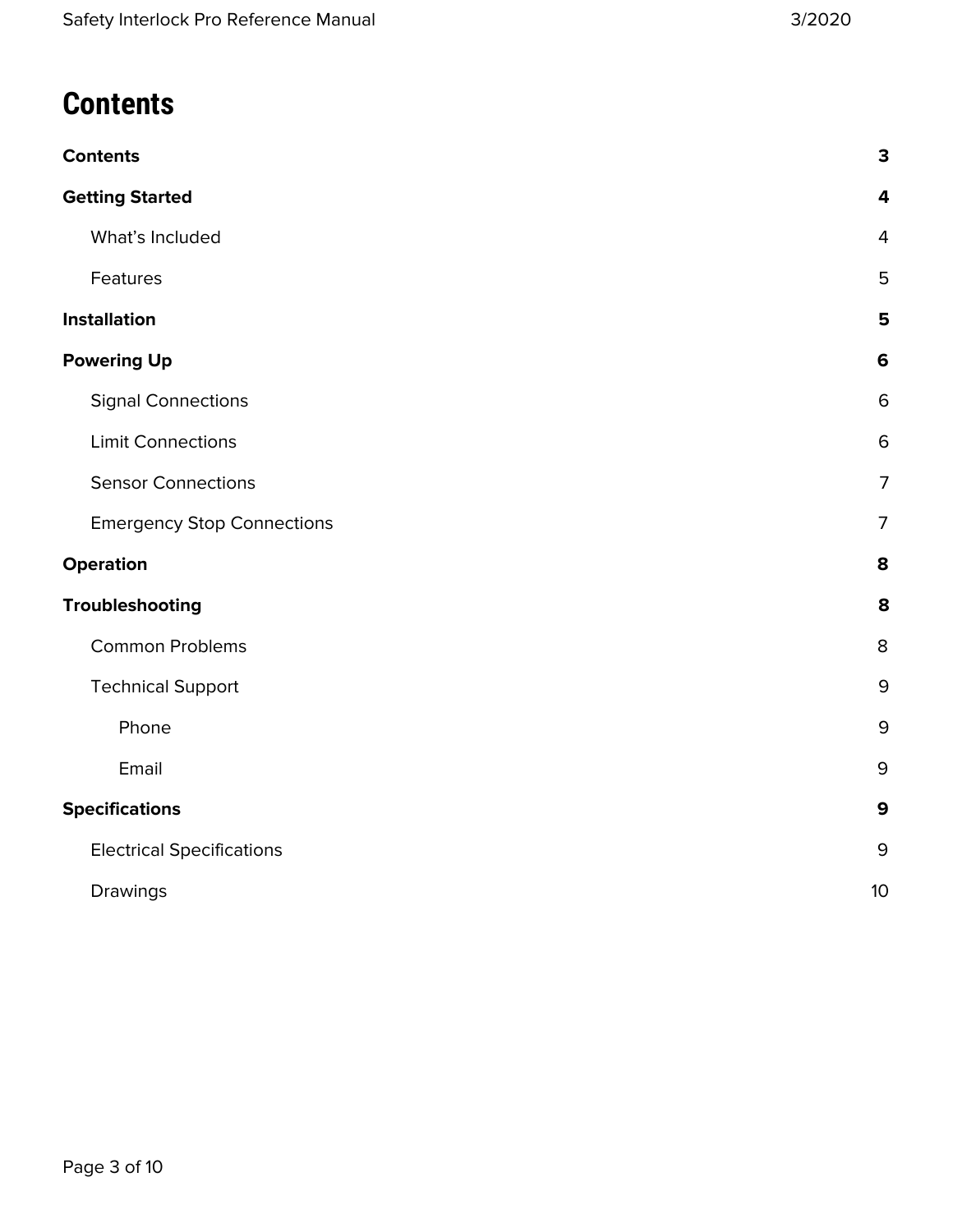# Contents

**Contents** **3**

**Getting Started** **4**

- What's Included 4
- Features 5

**Installation** **5**

**Powering Up** **6**

- Signal Connections 6
- Limit Connections 6
- Sensor Connections 7
- Emergency Stop Connections 7

**Operation** **8**

**Troubleshooting** **8**

- Common Problems 8
- Technical Support 9
  - Phone 9
  - Email 9

**Specifications** **9**

- Electrical Specifications 9
- Drawings 10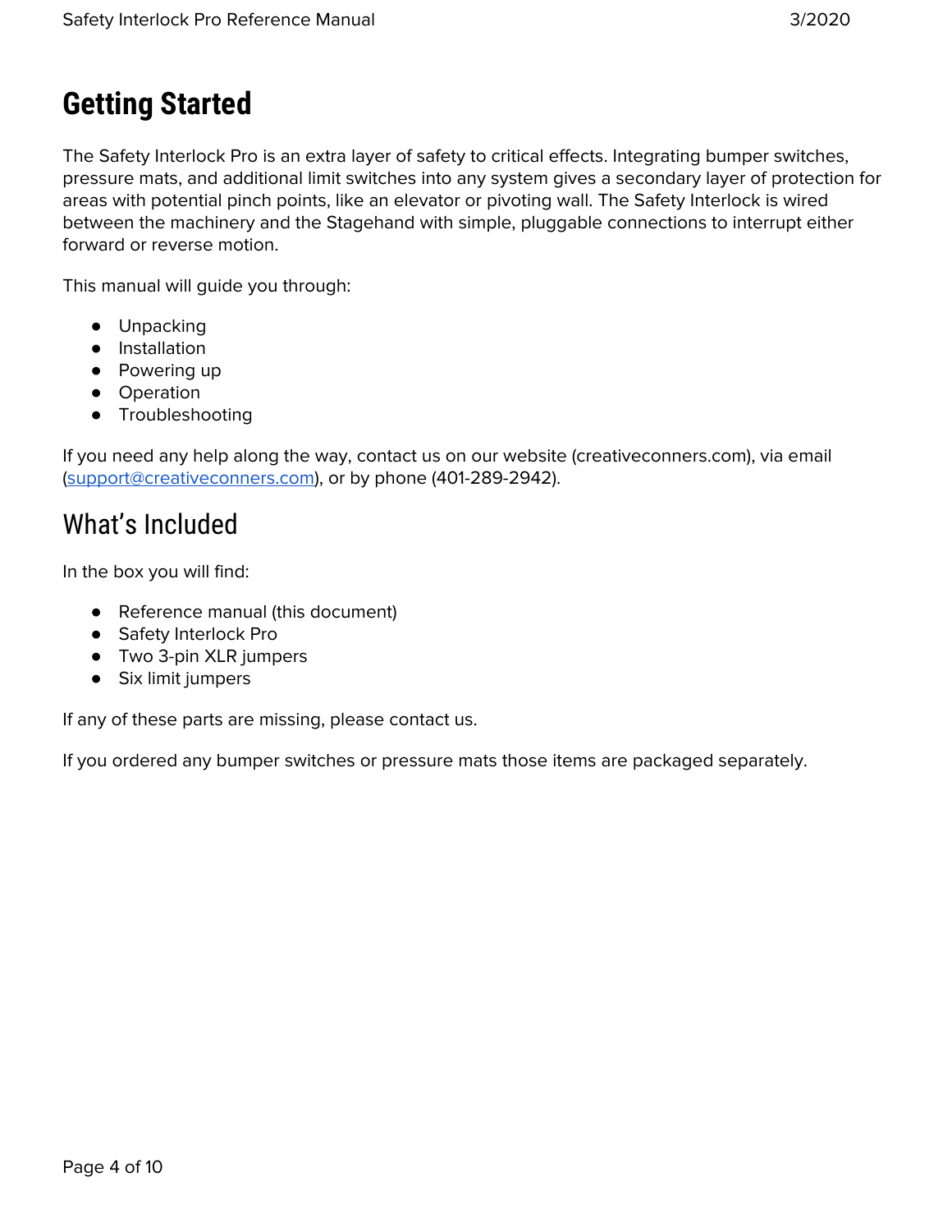# Getting Started

The Safety Interlock Pro is an extra layer of safety to critical effects. Integrating bumper switches, pressure mats, and additional limit switches into any system gives a secondary layer of protection for areas with potential pinch points, like an elevator or pivoting wall. The Safety Interlock is wired between the machinery and the Stagehand with simple, pluggable connections to interrupt either forward or reverse motion.

This manual will guide you through:

- Unpacking
- Installation
- Powering up
- Operation
- Troubleshooting

If you need any help along the way, contact us on our website (creativeconners.com), via email (support@creativeconners.com), or by phone (401-289-2942).

## What's Included

In the box you will find:

- Reference manual (this document)
- Safety Interlock Pro
- Two 3-pin XLR jumpers
- Six limit jumpers

If any of these parts are missing, please contact us.

If you ordered any bumper switches or pressure mats those items are packaged separately.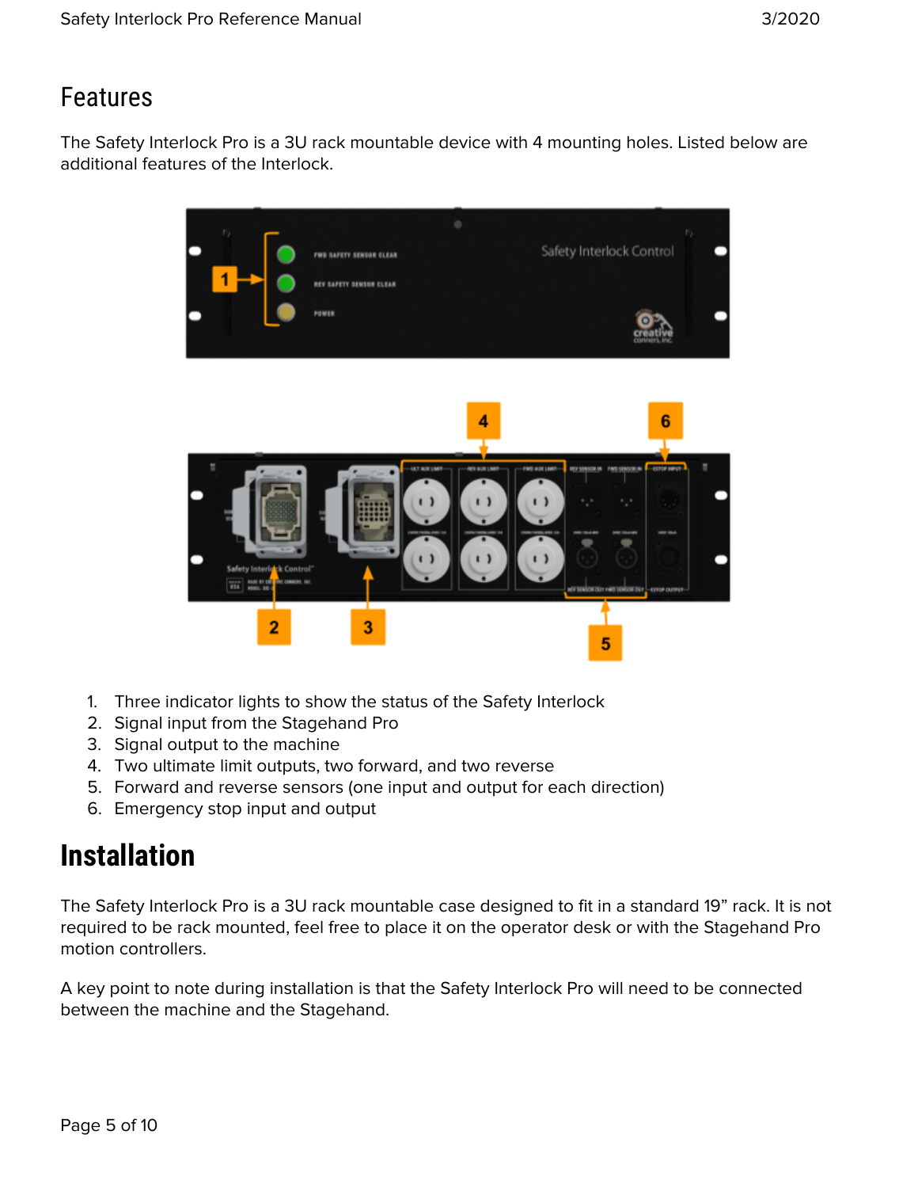## Features

The Safety Interlock Pro is a 3U rack mountable device with 4 mounting holes. Listed below are additional features of the Interlock.

1. Three indicator lights to show the status of the Safety Interlock
2. Signal input from the Stagehand Pro
3. Signal output to the machine
4. Two ultimate limit outputs, two forward, and two reverse
5. Forward and reverse sensors (one input and output for each direction)
6. Emergency stop input and output

# Installation

The Safety Interlock Pro is a 3U rack mountable case designed to fit in a standard 19" rack. It is not required to be rack mounted, feel free to place it on the operator desk or with the Stagehand Pro motion controllers.

A key point to note during installation is that the Safety Interlock Pro will need to be connected between the machine and the Stagehand.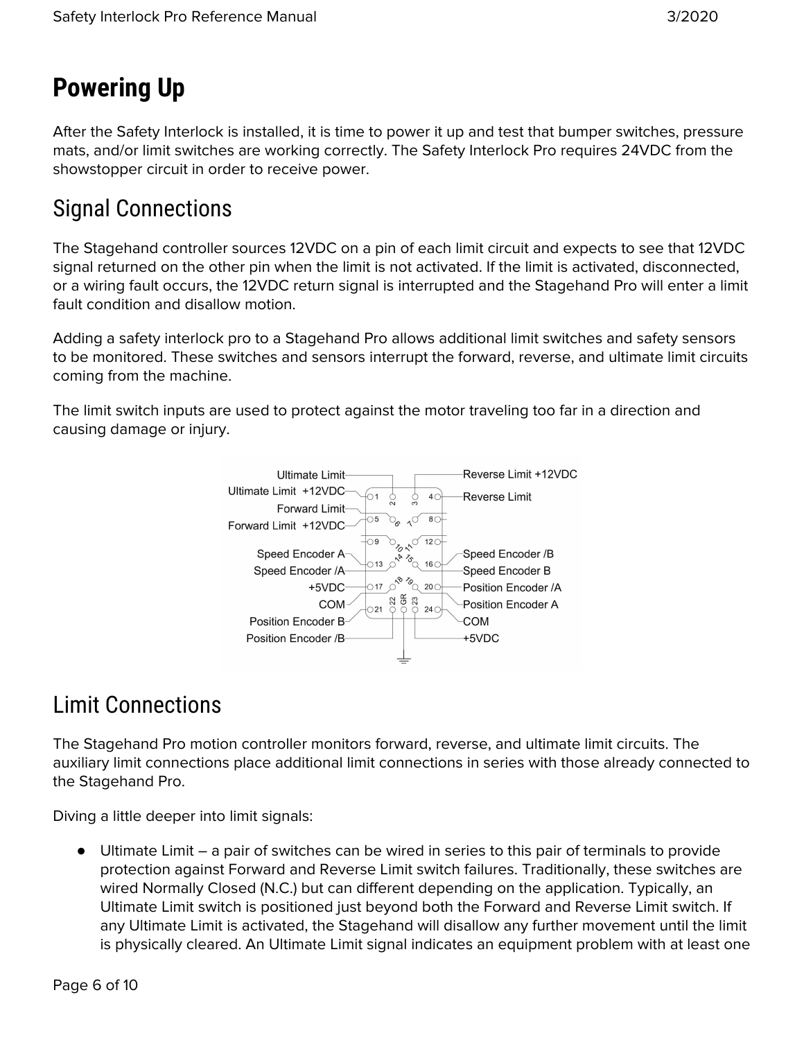# Powering Up

After the Safety Interlock is installed, it is time to power it up and test that bumper switches, pressure mats, and/or limit switches are working correctly. The Safety Interlock Pro requires 24VDC from the showstopper circuit in order to receive power.

## Signal Connections

The Stagehand controller sources 12VDC on a pin of each limit circuit and expects to see that 12VDC signal returned on the other pin when the limit is not activated. If the limit is activated, disconnected, or a wiring fault occurs, the 12VDC return signal is interrupted and the Stagehand Pro will enter a limit fault condition and disallow motion.

Adding a safety interlock pro to a Stagehand Pro allows additional limit switches and safety sensors to be monitored. These switches and sensors interrupt the forward, reverse, and ultimate limit circuits coming from the machine.

The limit switch inputs are used to protect against the motor traveling too far in a direction and causing damage or injury.

## Limit Connections

The Stagehand Pro motion controller monitors forward, reverse, and ultimate limit circuits. The auxiliary limit connections place additional limit connections in series with those already connected to the Stagehand Pro.

Diving a little deeper into limit signals:

- Ultimate Limit – a pair of switches can be wired in series to this pair of terminals to provide protection against Forward and Reverse Limit switch failures. Traditionally, these switches are wired Normally Closed (N.C.) but can different depending on the application. Typically, an Ultimate Limit switch is positioned just beyond both the Forward and Reverse Limit switch. If any Ultimate Limit is activated, the Stagehand will disallow any further movement until the limit is physically cleared. An Ultimate Limit signal indicates an equipment problem with at least one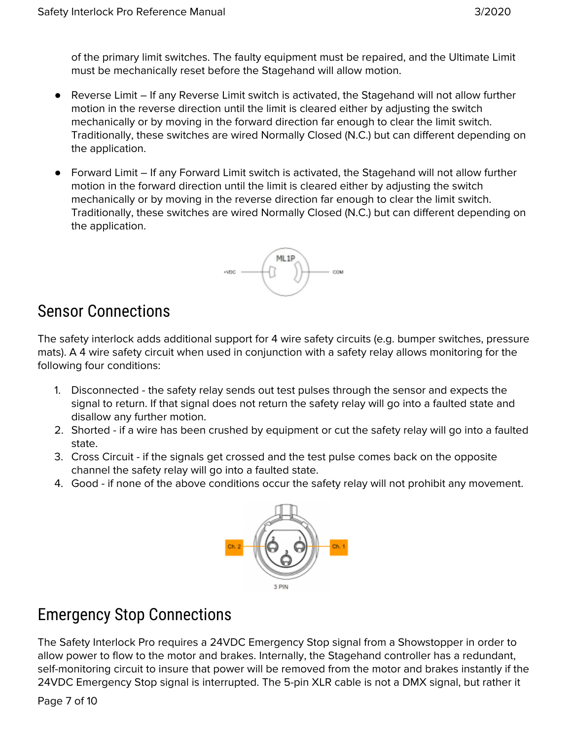of the primary limit switches. The faulty equipment must be repaired, and the Ultimate Limit must be mechanically reset before the Stagehand will allow motion.

- Reverse Limit – If any Reverse Limit switch is activated, the Stagehand will not allow further motion in the reverse direction until the limit is cleared either by adjusting the switch mechanically or by moving in the forward direction far enough to clear the limit switch. Traditionally, these switches are wired Normally Closed (N.C.) but can different depending on the application.

- Forward Limit – If any Forward Limit switch is activated, the Stagehand will not allow further motion in the forward direction until the limit is cleared either by adjusting the switch mechanically or by moving in the reverse direction far enough to clear the limit switch. Traditionally, these switches are wired Normally Closed (N.C.) but can different depending on the application.

## Sensor Connections

The safety interlock adds additional support for 4 wire safety circuits (e.g. bumper switches, pressure mats). A 4 wire safety circuit when used in conjunction with a safety relay allows monitoring for the following four conditions:

1. Disconnected - the safety relay sends out test pulses through the sensor and expects the signal to return. If that signal does not return the safety relay will go into a faulted state and disallow any further motion.
2. Shorted - if a wire has been crushed by equipment or cut the safety relay will go into a faulted state.
3. Cross Circuit - if the signals get crossed and the test pulse comes back on the opposite channel the safety relay will go into a faulted state.
4. Good - if none of the above conditions occur the safety relay will not prohibit any movement.

## Emergency Stop Connections

The Safety Interlock Pro requires a 24VDC Emergency Stop signal from a Showstopper in order to allow power to flow to the motor and brakes. Internally, the Stagehand controller has a redundant, self-monitoring circuit to insure that power will be removed from the motor and brakes instantly if the 24VDC Emergency Stop signal is interrupted. The 5-pin XLR cable is not a DMX signal, but rather it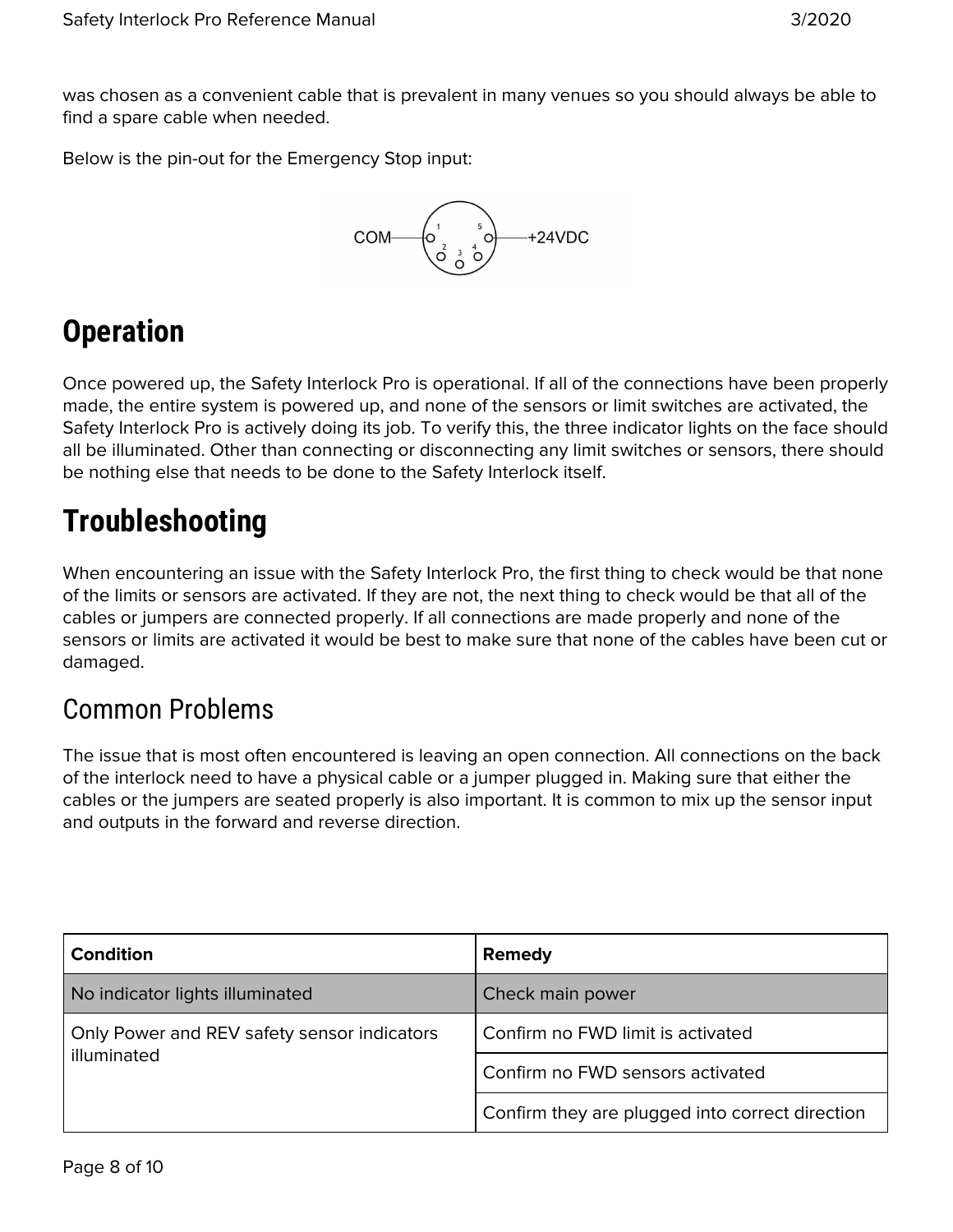was chosen as a convenient cable that is prevalent in many venues so you should always be able to find a spare cable when needed.

Below is the pin-out for the Emergency Stop input:

COM — 1, 5 — +24VDC

# Operation

Once powered up, the Safety Interlock Pro is operational. If all of the connections have been properly made, the entire system is powered up, and none of the sensors or limit switches are activated, the Safety Interlock Pro is actively doing its job. To verify this, the three indicator lights on the face should all be illuminated. Other than connecting or disconnecting any limit switches or sensors, there should be nothing else that needs to be done to the Safety Interlock itself.

# Troubleshooting

When encountering an issue with the Safety Interlock Pro, the first thing to check would be that none of the limits or sensors are activated. If they are not, the next thing to check would be that all of the cables or jumpers are connected properly. If all connections are made properly and none of the sensors or limits are activated it would be best to make sure that none of the cables have been cut or damaged.

## Common Problems

The issue that is most often encountered is leaving an open connection. All connections on the back of the interlock need to have a physical cable or a jumper plugged in. Making sure that either the cables or the jumpers are seated properly is also important. It is common to mix up the sensor input and outputs in the forward and reverse direction.

| Condition | Remedy |
| --- | --- |
| No indicator lights illuminated | Check main power |
| Only Power and REV safety sensor indicators illuminated | Confirm no FWD limit is activated |
| | Confirm no FWD sensors activated |
| | Confirm they are plugged into correct direction |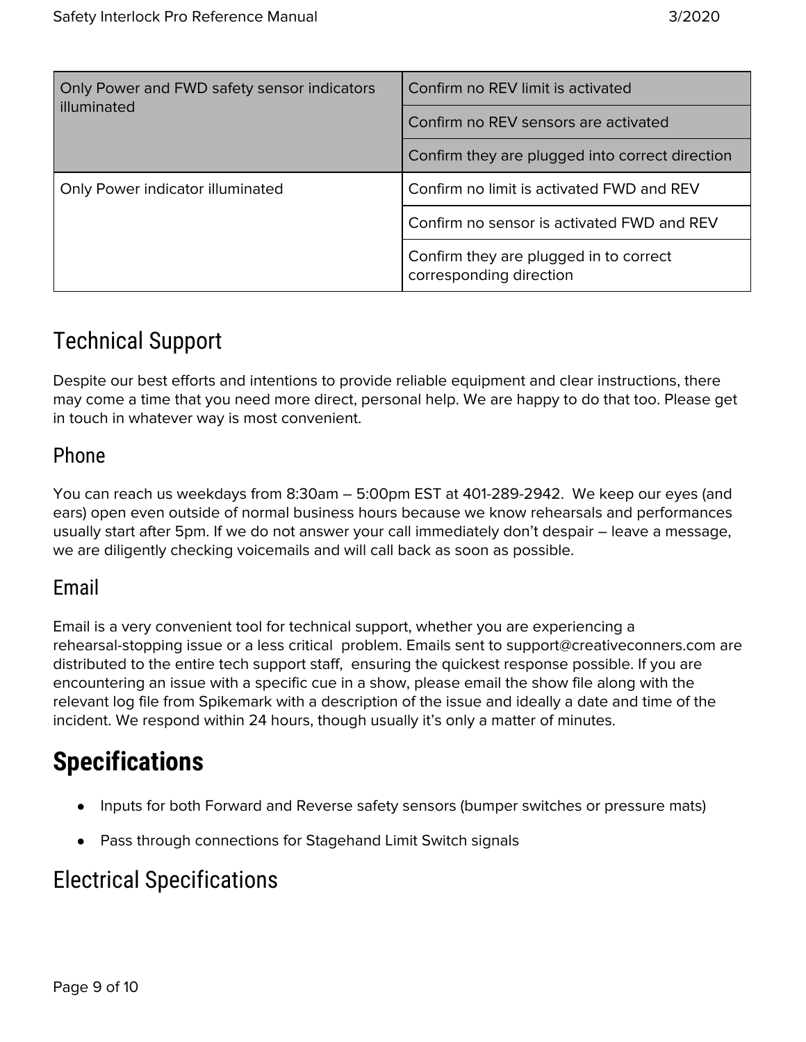| Only Power and FWD safety sensor indicators illuminated | Confirm no REV limit is activated |
|---|---|
| | Confirm no REV sensors are activated |
| | Confirm they are plugged into correct direction |
| Only Power indicator illuminated | Confirm no limit is activated FWD and REV |
| | Confirm no sensor is activated FWD and REV |
| | Confirm they are plugged in to correct corresponding direction |

## Technical Support

Despite our best efforts and intentions to provide reliable equipment and clear instructions, there may come a time that you need more direct, personal help. We are happy to do that too. Please get in touch in whatever way is most convenient.

### Phone

You can reach us weekdays from 8:30am – 5:00pm EST at 401-289-2942. We keep our eyes (and ears) open even outside of normal business hours because we know rehearsals and performances usually start after 5pm. If we do not answer your call immediately don't despair – leave a message, we are diligently checking voicemails and will call back as soon as possible.

### Email

Email is a very convenient tool for technical support, whether you are experiencing a rehearsal-stopping issue or a less critical problem. Emails sent to support@creativeconners.com are distributed to the entire tech support staff, ensuring the quickest response possible. If you are encountering an issue with a specific cue in a show, please email the show file along with the relevant log file from Spikemark with a description of the issue and ideally a date and time of the incident. We respond within 24 hours, though usually it's only a matter of minutes.

# Specifications

- Inputs for both Forward and Reverse safety sensors (bumper switches or pressure mats)
- Pass through connections for Stagehand Limit Switch signals

## Electrical Specifications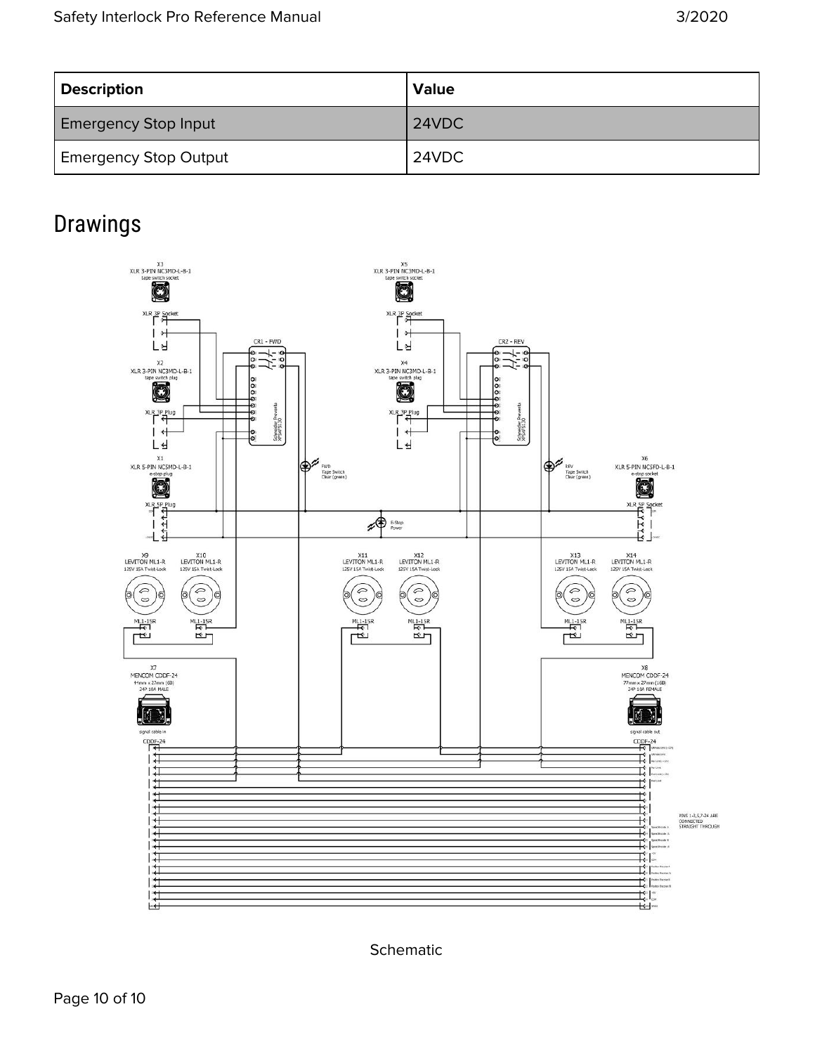| Description | Value |
| --- | --- |
| Emergency Stop Input | 24VDC |
| Emergency Stop Output | 24VDC |

## Drawings

X3
XLR 3-PIN NC3MD-L-B-1
tape switch socket

XLR 3P Socket

X5
XLR 3-PIN NC3MD-L-B-1
tape switch socket

XLR 3P Socket

CR1 - FWD

CR2 - REV

X2
XLR 3-PIN NC3MD-L-B-1
tape switch plug

XLR 3P Plug

X4
XLR 3-PIN NC3MD-L-B-1
tape switch plug

XLR 3P Plug

Schneider Preventa XPSAF5130

X1
XLR 5-PIN NC5MD-L-B-1
e-stop plug

XLR 5P Plug

FWD
Tape Switch
Clear (green)

REV
Tape Switch
Clear (green)

X6
XLR 5-PIN NC5FD-L-B-1
e-stop socket

XLR 5P Socket

E-Stop
Power

X9
LEVITON ML1-R
125V 15A Twist-Lock

X10
LEVITON ML1-R
125V 15A Twist-Lock

X11
LEVITON ML1-R
125V 15A Twist-Lock

X12
LEVITON ML1-R
125V 15A Twist-Lock

X13
LEVITON ML1-R
125V 15A Twist-Lock

X14
LEVITON ML1-R
125V 15A Twist-Lock

ML1-15R

X7
MENCOM CDDF-24
44mm x 27mm (16B)
24P 10A MALE

signal cable in

CDDF-24

X8
MENCOM CDDF-24
77mm x 27mm (16B)
24P 10A FEMALE

signal cable out

CDDF-24

PINS 1-3,5,7-24 ARE
CONNECTED
STRAIGHT THROUGH

Schematic